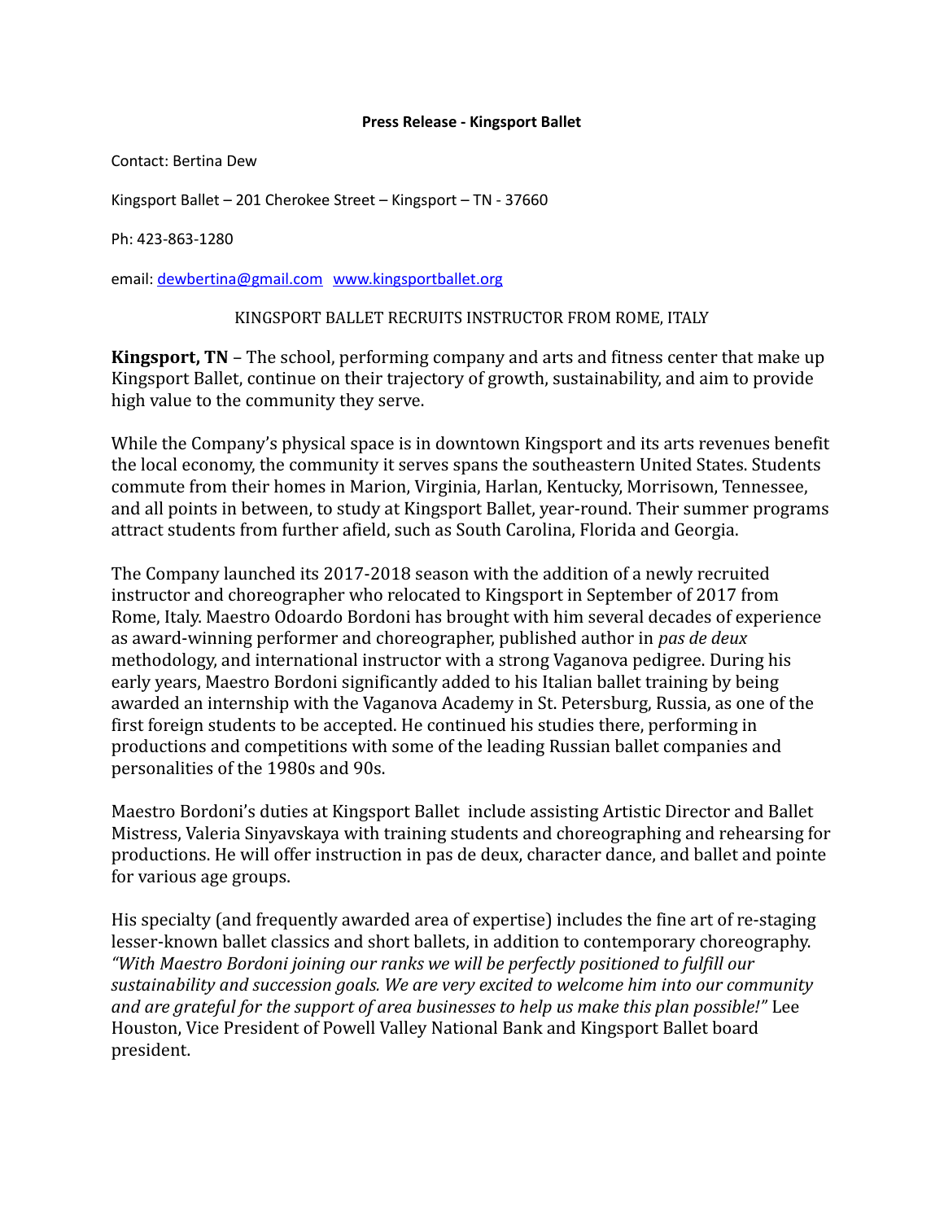**Press Release - Kingsport Ballet**

Contact: Bertina Dew

Kingsport Ballet – 201 Cherokee Street – Kingsport – TN - 37660

Ph: 423-863-1280

email: dewbertina@gmail.com www.kingsportballet.org

KINGSPORT BALLET RECRUITS INSTRUCTOR FROM ROME, ITALY

**Kingsport, TN** – The school, performing company and arts and fitness center that make up Kingsport Ballet, continue on their trajectory of growth, sustainability, and aim to provide high value to the community they serve.

While the Company's physical space is in downtown Kingsport and its arts revenues benefit the local economy, the community it serves spans the southeastern United States. Students commute from their homes in Marion, Virginia, Harlan, Kentucky, Morrisown, Tennessee, and all points in between, to study at Kingsport Ballet, year-round. Their summer programs attract students from further afield, such as South Carolina, Florida and Georgia.

The Company launched its 2017-2018 season with the addition of a newly recruited instructor and choreographer who relocated to Kingsport in September of 2017 from Rome, Italy. Maestro Odoardo Bordoni has brought with him several decades of experience as award-winning performer and choreographer, published author in *pas de deux* methodology, and international instructor with a strong Vaganova pedigree. During his early years, Maestro Bordoni significantly added to his Italian ballet training by being awarded an internship with the Vaganova Academy in St. Petersburg, Russia, as one of the first foreign students to be accepted. He continued his studies there, performing in productions and competitions with some of the leading Russian ballet companies and personalities of the 1980s and 90s.

Maestro Bordoni's duties at Kingsport Ballet include assisting Artistic Director and Ballet Mistress, Valeria Sinyavskaya with training students and choreographing and rehearsing for productions. He will offer instruction in pas de deux, character dance, and ballet and pointe for various age groups.

His specialty (and frequently awarded area of expertise) includes the fine art of re-staging lesser-known ballet classics and short ballets, in addition to contemporary choreography. *"With Maestro Bordoni joining our ranks we will be perfectly positioned to fulfill our sustainability and succession goals. We are very excited to welcome him into our community and are grateful for the support of area businesses to help us make this plan possible!"* Lee Houston, Vice President of Powell Valley National Bank and Kingsport Ballet board president.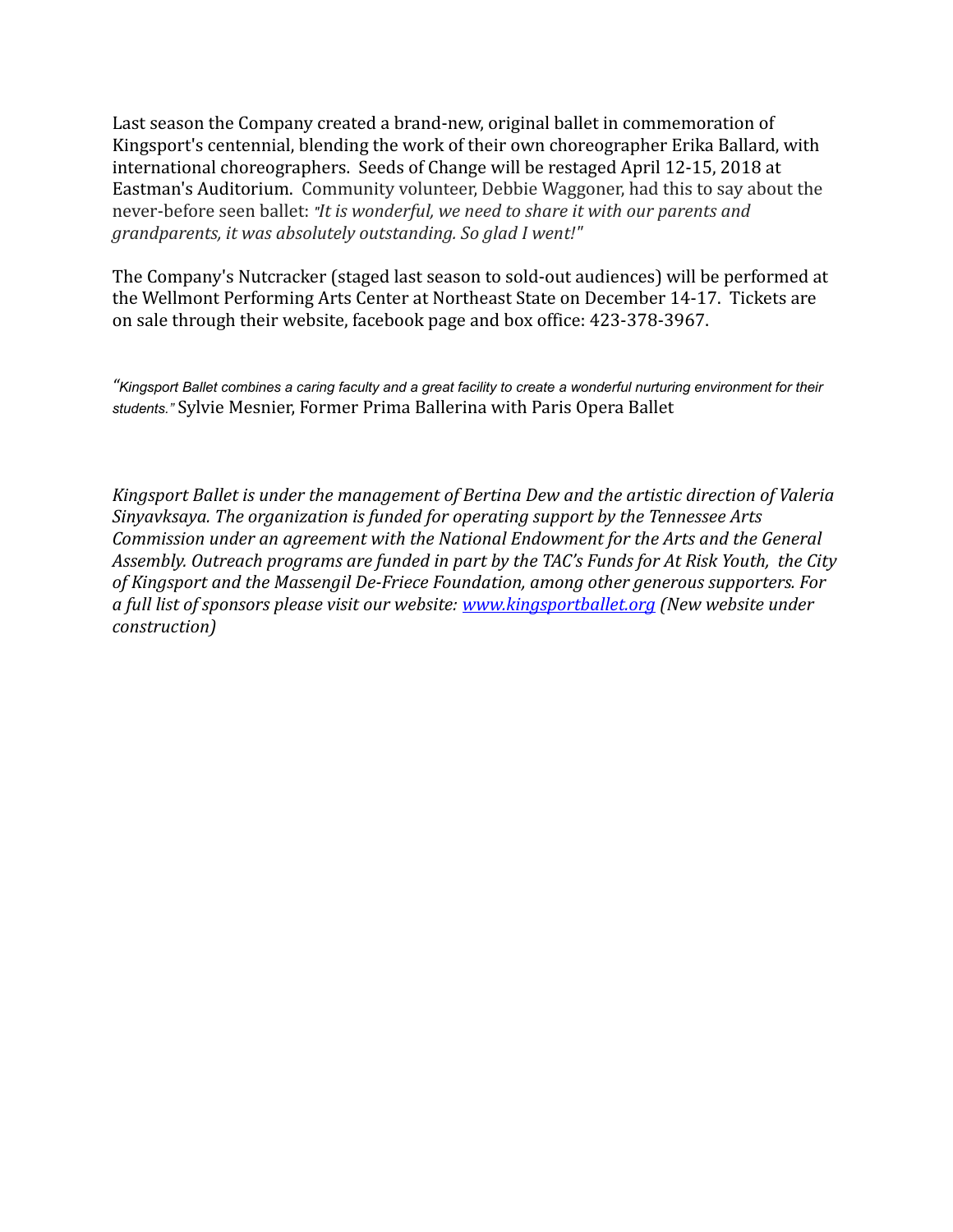Last season the Company created a brand-new, original ballet in commemoration of Kingsport's centennial, blending the work of their own choreographer Erika Ballard, with international choreographers. Seeds of Change will be restaged April 12-15, 2018 at Eastman's Auditorium. Community volunteer, Debbie Waggoner, had this to say about the never-before seen ballet: *"It is wonderful, we need to share it with our parents and grandparents, it was absolutely outstanding. So glad I went!"*

The Company's Nutcracker (staged last season to sold-out audiences) will be performed at the Wellmont Performing Arts Center at Northeast State on December 14-17. Tickets are on sale through their website, facebook page and box office: 423-378-3967.

*"Kingsport Ballet combines a caring faculty and a great facility to create a wonderful nurturing environment for their students."* Sylvie Mesnier, Former Prima Ballerina with Paris Opera Ballet

*Kingsport Ballet is under the management of Bertina Dew and the artistic direction of Valeria Sinyavksaya. The organization is funded for operating support by the Tennessee Arts Commission under an agreement with the National Endowment for the Arts and the General Assembly. Outreach programs are funded in part by the TAC's Funds for At Risk Youth, the City of Kingsport and the Massengil De-Friece Foundation, among other generous supporters. For a full list of sponsors please visit our website: [www.kingsportballet.org](http://www.kingsportballet.org) (New website under construction)*